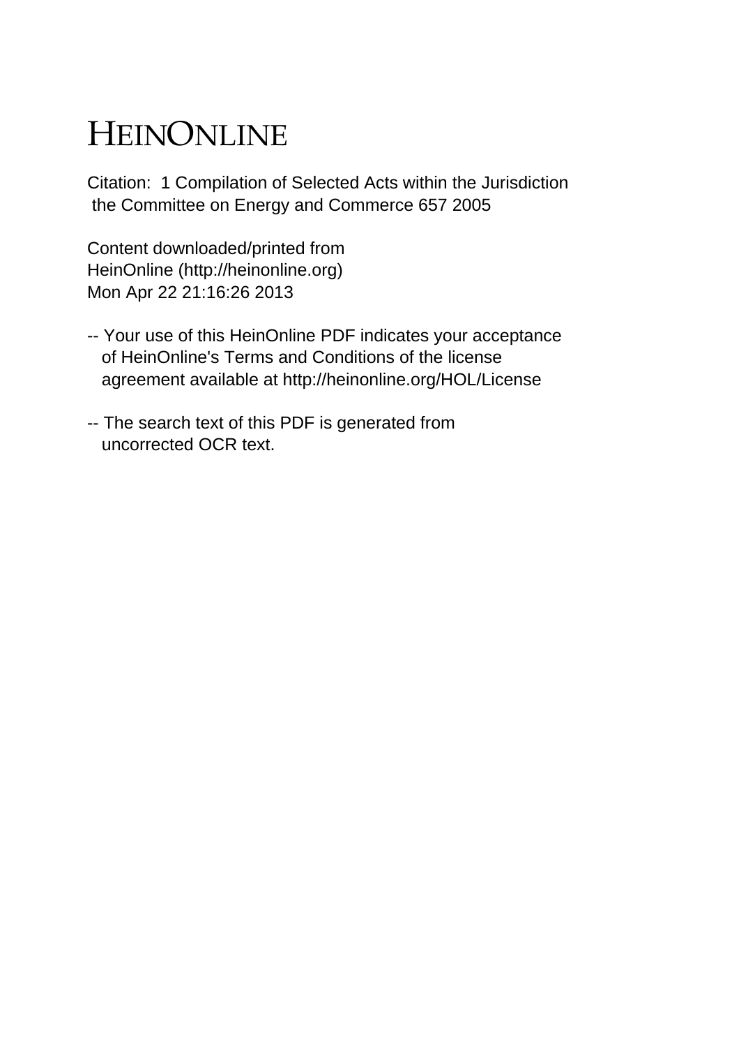# HEINONLINE

Citation: 1 Compilation of Selected Acts within the Jurisdiction the Committee on Energy and Commerce 657 2005

Content downloaded/printed from
HeinOnline (http://heinonline.org)
Mon Apr 22 21:16:26 2013

-- Your use of this HeinOnline PDF indicates your acceptance of HeinOnline's Terms and Conditions of the license agreement available at http://heinonline.org/HOL/License

-- The search text of this PDF is generated from uncorrected OCR text.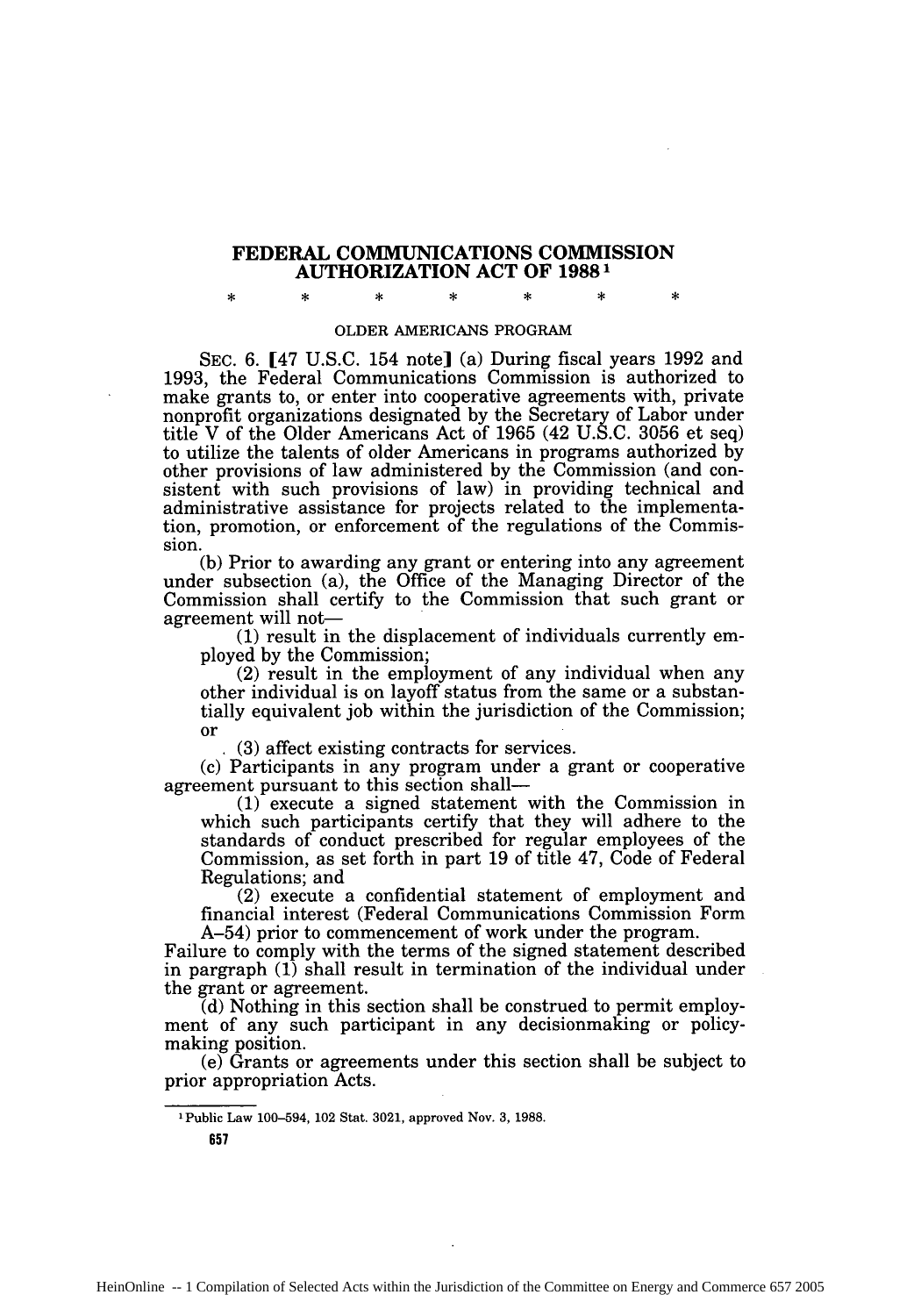# FEDERAL COMMUNICATIONS COMMISSION AUTHORIZATION ACT OF 1988[1]

\* \* \* \* \* \* \*

OLDER AMERICANS PROGRAM

SEC. 6. [47 U.S.C. 154 note] (a) During fiscal years 1992 and 1993, the Federal Communications Commission is authorized to make grants to, or enter into cooperative agreements with, private nonprofit organizations designated by the Secretary of Labor under title V of the Older Americans Act of 1965 (42 U.S.C. 3056 et seq) to utilize the talents of older Americans in programs authorized by other provisions of law administered by the Commission (and consistent with such provisions of law) in providing technical and administrative assistance for projects related to the implementation, promotion, or enforcement of the regulations of the Commission.

(b) Prior to awarding any grant or entering into any agreement under subsection (a), the Office of the Managing Director of the Commission shall certify to the Commission that such grant or agreement will not—

(1) result in the displacement of individuals currently employed by the Commission;

(2) result in the employment of any individual when any other individual is on layoff status from the same or a substantially equivalent job within the jurisdiction of the Commission; or

(3) affect existing contracts for services.

(c) Participants in any program under a grant or cooperative agreement pursuant to this section shall—

(1) execute a signed statement with the Commission in which such participants certify that they will adhere to the standards of conduct prescribed for regular employees of the Commission, as set forth in part 19 of title 47, Code of Federal Regulations; and

(2) execute a confidential statement of employment and financial interest (Federal Communications Commission Form A–54) prior to commencement of work under the program.

Failure to comply with the terms of the signed statement described in pargraph (1) shall result in termination of the individual under the grant or agreement.

(d) Nothing in this section shall be construed to permit employment of any such participant in any decisionmaking or policymaking position.

(e) Grants or agreements under this section shall be subject to prior appropriation Acts.

---

[1] Public Law 100–594, 102 Stat. 3021, approved Nov. 3, 1988.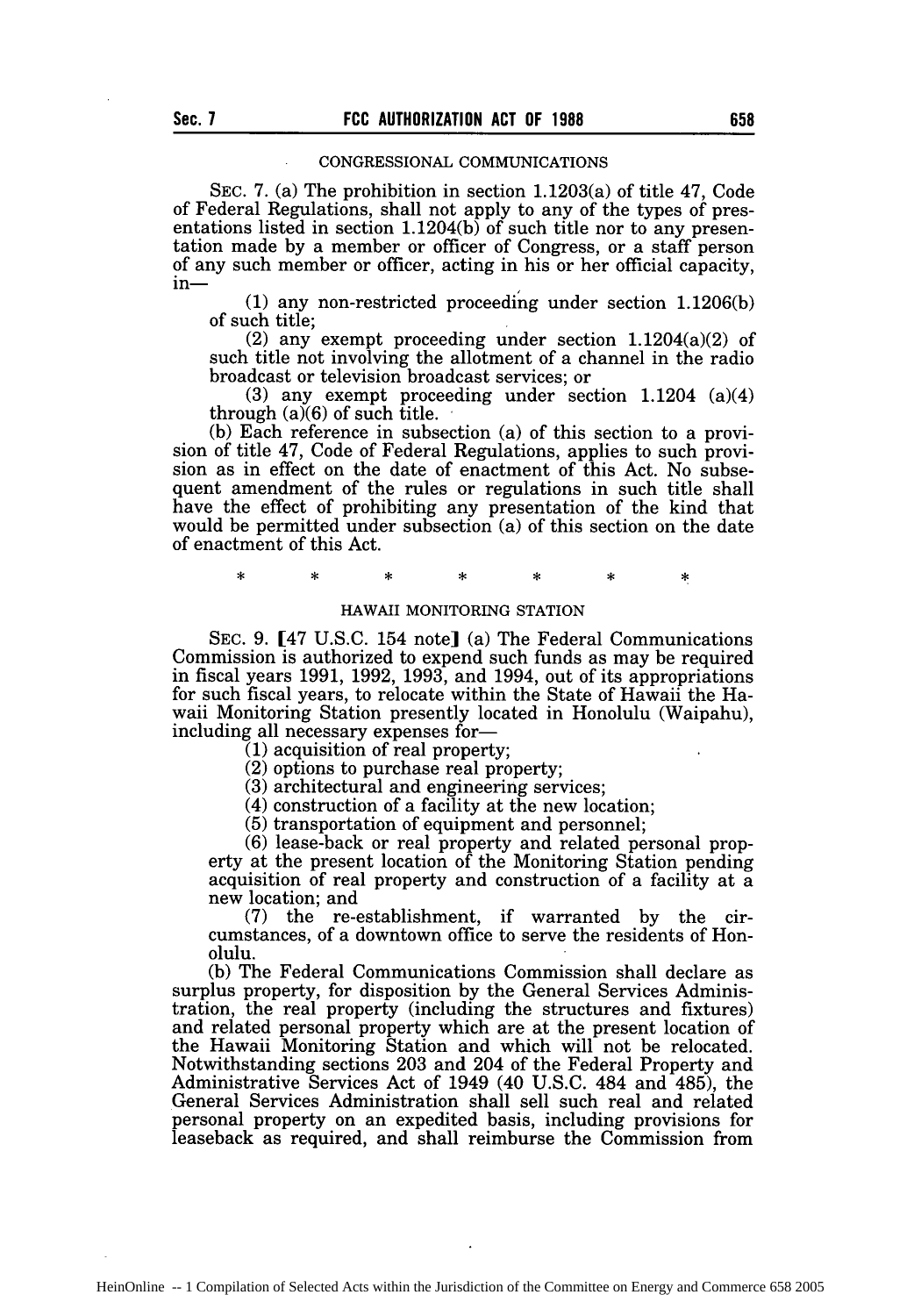CONGRESSIONAL COMMUNICATIONS

SEC. 7. (a) The prohibition in section 1.1203(a) of title 47, Code of Federal Regulations, shall not apply to any of the types of presentations listed in section 1.1204(b) of such title nor to any presentation made by a member or officer of Congress, or a staff person of any such member or officer, acting in his or her official capacity, in—

(1) any non-restricted proceeding under section 1.1206(b) of such title;

(2) any exempt proceeding under section 1.1204(a)(2) of such title not involving the allotment of a channel in the radio broadcast or television broadcast services; or

(3) any exempt proceeding under section 1.1204 (a)(4) through (a)(6) of such title.

(b) Each reference in subsection (a) of this section to a provision of title 47, Code of Federal Regulations, applies to such provision as in effect on the date of enactment of this Act. No subsequent amendment of the rules or regulations in such title shall have the effect of prohibiting any presentation of the kind that would be permitted under subsection (a) of this section on the date of enactment of this Act.

\* \* \* \* \* \* \*

HAWAII MONITORING STATION

SEC. 9. [47 U.S.C. 154 note] (a) The Federal Communications Commission is authorized to expend such funds as may be required in fiscal years 1991, 1992, 1993, and 1994, out of its appropriations for such fiscal years, to relocate within the State of Hawaii the Hawaii Monitoring Station presently located in Honolulu (Waipahu), including all necessary expenses for—

(1) acquisition of real property;

(2) options to purchase real property;

(3) architectural and engineering services;

(4) construction of a facility at the new location;

(5) transportation of equipment and personnel;

(6) lease-back or real property and related personal property at the present location of the Monitoring Station pending acquisition of real property and construction of a facility at a new location; and

(7) the re-establishment, if warranted by the circumstances, of a downtown office to serve the residents of Honolulu.

(b) The Federal Communications Commission shall declare as surplus property, for disposition by the General Services Administration, the real property (including the structures and fixtures) and related personal property which are at the present location of the Hawaii Monitoring Station and which will not be relocated. Notwithstanding sections 203 and 204 of the Federal Property and Administrative Services Act of 1949 (40 U.S.C. 484 and 485), the General Services Administration shall sell such real and related personal property on an expedited basis, including provisions for leaseback as required, and shall reimburse the Commission from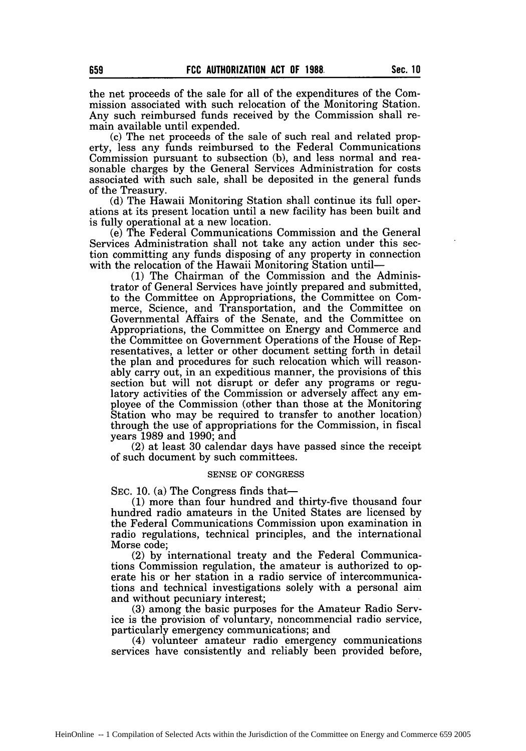the net proceeds of the sale for all of the expenditures of the Commission associated with such relocation of the Monitoring Station. Any such reimbursed funds received by the Commission shall remain available until expended.

(c) The net proceeds of the sale of such real and related property, less any funds reimbursed to the Federal Communications Commission pursuant to subsection (b), and less normal and reasonable charges by the General Services Administration for costs associated with such sale, shall be deposited in the general funds of the Treasury.

(d) The Hawaii Monitoring Station shall continue its full operations at its present location until a new facility has been built and is fully operational at a new location.

(e) The Federal Communications Commission and the General Services Administration shall not take any action under this section committing any funds disposing of any property in connection with the relocation of the Hawaii Monitoring Station until—

(1) The Chairman of the Commission and the Administrator of General Services have jointly prepared and submitted, to the Committee on Appropriations, the Committee on Commerce, Science, and Transportation, and the Committee on Governmental Affairs of the Senate, and the Committee on Appropriations, the Committee on Energy and Commerce and the Committee on Government Operations of the House of Representatives, a letter or other document setting forth in detail the plan and procedures for such relocation which will reasonably carry out, in an expeditious manner, the provisions of this section but will not disrupt or defer any programs or regulatory activities of the Commission or adversely affect any employee of the Commission (other than those at the Monitoring Station who may be required to transfer to another location) through the use of appropriations for the Commission, in fiscal years 1989 and 1990; and

(2) at least 30 calendar days have passed since the receipt of such document by such committees.

SENSE OF CONGRESS

SEC. 10. (a) The Congress finds that—

(1) more than four hundred and thirty-five thousand four hundred radio amateurs in the United States are licensed by the Federal Communications Commission upon examination in radio regulations, technical principles, and the international Morse code;

(2) by international treaty and the Federal Communications Commission regulation, the amateur is authorized to operate his or her station in a radio service of intercommunications and technical investigations solely with a personal aim and without pecuniary interest;

(3) among the basic purposes for the Amateur Radio Service is the provision of voluntary, noncommercial radio service, particularly emergency communications; and

(4) volunteer amateur radio emergency communications services have consistently and reliably been provided before,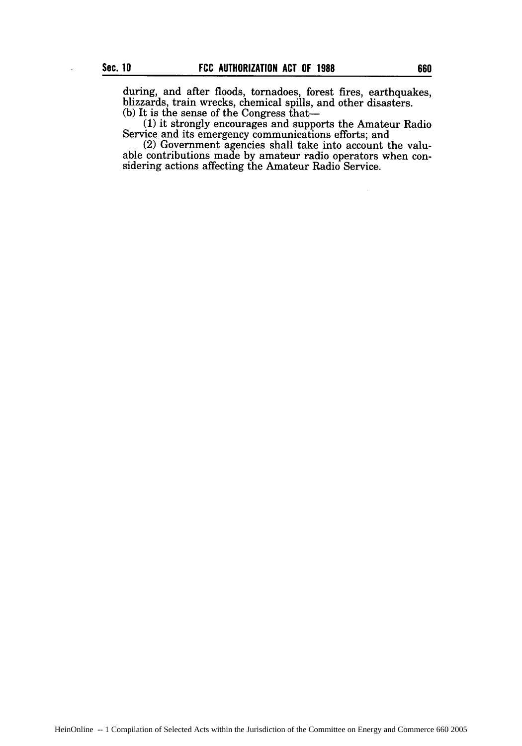during, and after floods, tornadoes, forest fires, earthquakes, blizzards, train wrecks, chemical spills, and other disasters.

(b) It is the sense of the Congress that—

(1) it strongly encourages and supports the Amateur Radio Service and its emergency communications efforts; and

(2) Government agencies shall take into account the valuable contributions made by amateur radio operators when considering actions affecting the Amateur Radio Service.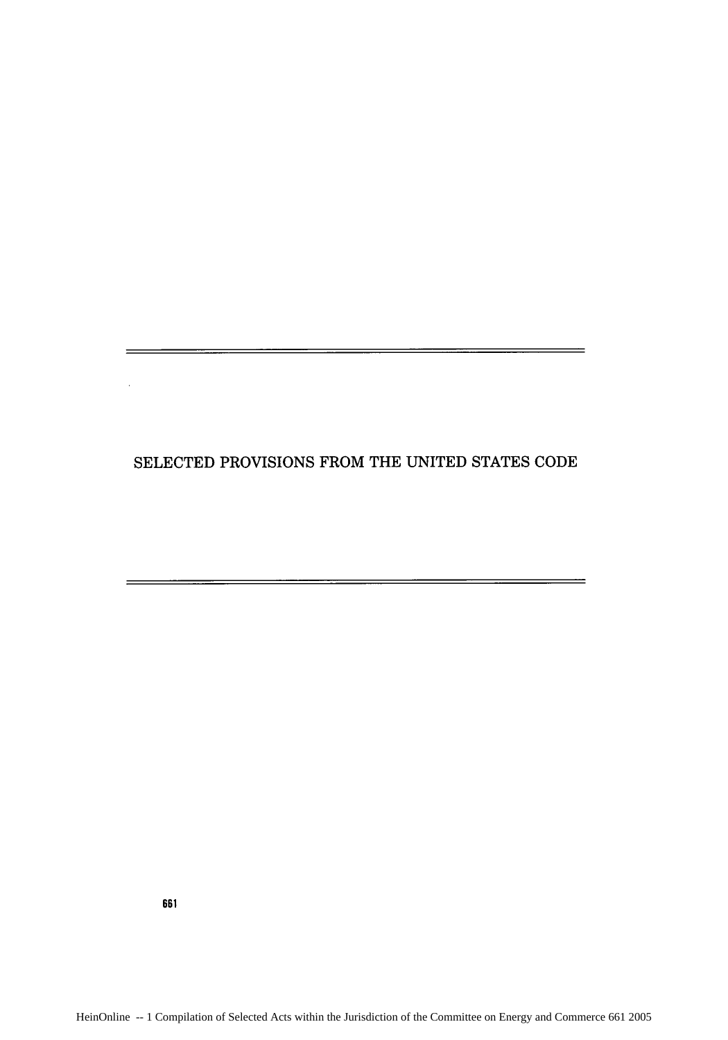# SELECTED PROVISIONS FROM THE UNITED STATES CODE